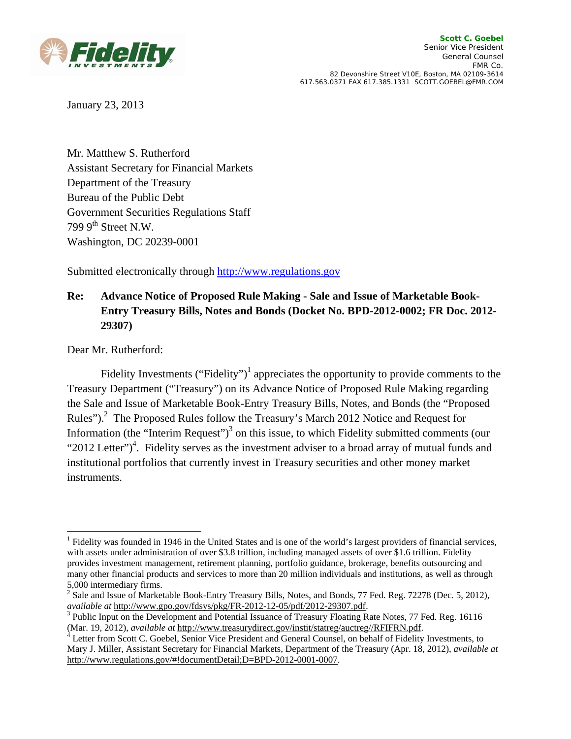**Scott C. Goebel**
Senior Vice President
General Counsel
FMR Co.
82 Devonshire Street V10E, Boston, MA 02109-3614
617.563.0371 FAX 617.385.1331 SCOTT.GOEBEL@FMR.COM

January 23, 2013

Mr. Matthew S. Rutherford
Assistant Secretary for Financial Markets
Department of the Treasury
Bureau of the Public Debt
Government Securities Regulations Staff
799 9th Street N.W.
Washington, DC 20239-0001

Submitted electronically through http://www.regulations.gov

**Re: Advance Notice of Proposed Rule Making - Sale and Issue of Marketable Book-Entry Treasury Bills, Notes and Bonds (Docket No. BPD-2012-0002; FR Doc. 2012-29307)**

Dear Mr. Rutherford:

Fidelity Investments ("Fidelity")[1] appreciates the opportunity to provide comments to the Treasury Department ("Treasury") on its Advance Notice of Proposed Rule Making regarding the Sale and Issue of Marketable Book-Entry Treasury Bills, Notes, and Bonds (the "Proposed Rules").[2] The Proposed Rules follow the Treasury's March 2012 Notice and Request for Information (the "Interim Request")[3] on this issue, to which Fidelity submitted comments (our "2012 Letter")[4]. Fidelity serves as the investment adviser to a broad array of mutual funds and institutional portfolios that currently invest in Treasury securities and other money market instruments.

---

[1] Fidelity was founded in 1946 in the United States and is one of the world's largest providers of financial services, with assets under administration of over $3.8 trillion, including managed assets of over $1.6 trillion. Fidelity provides investment management, retirement planning, portfolio guidance, brokerage, benefits outsourcing and many other financial products and services to more than 20 million individuals and institutions, as well as through 5,000 intermediary firms.

[2] Sale and Issue of Marketable Book-Entry Treasury Bills, Notes, and Bonds, 77 Fed. Reg. 72278 (Dec. 5, 2012), *available at* http://www.gpo.gov/fdsys/pkg/FR-2012-12-05/pdf/2012-29307.pdf.

[3] Public Input on the Development and Potential Issuance of Treasury Floating Rate Notes, 77 Fed. Reg. 16116 (Mar. 19, 2012), *available at* http://www.treasurydirect.gov/instit/statreg/auctreg//RFIFRN.pdf.

[4] Letter from Scott C. Goebel, Senior Vice President and General Counsel, on behalf of Fidelity Investments, to Mary J. Miller, Assistant Secretary for Financial Markets, Department of the Treasury (Apr. 18, 2012), *available at* http://www.regulations.gov/#!documentDetail;D=BPD-2012-0001-0007.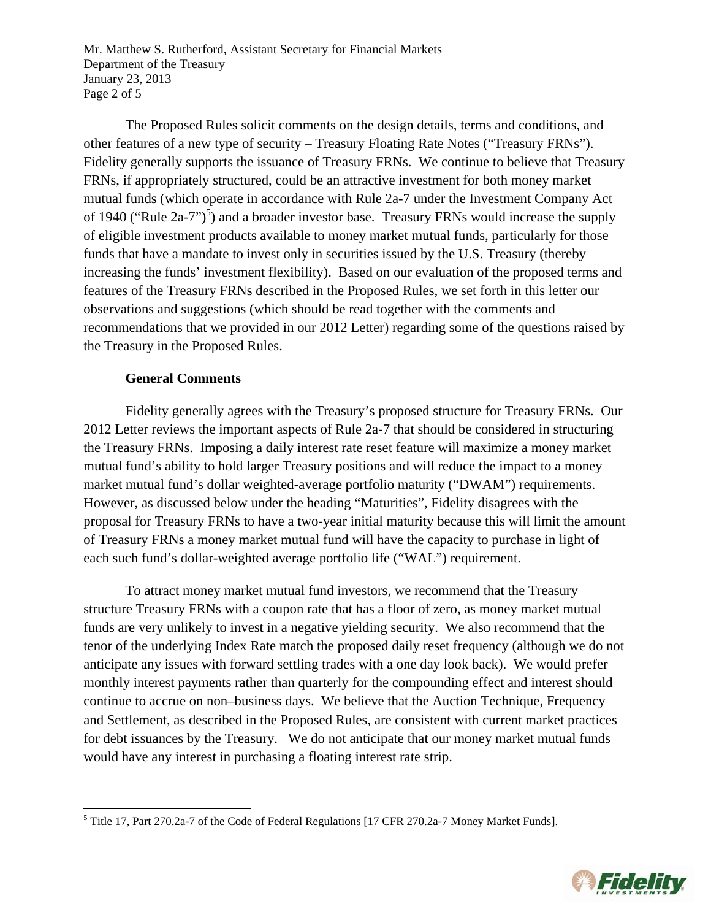The Proposed Rules solicit comments on the design details, terms and conditions, and other features of a new type of security – Treasury Floating Rate Notes ("Treasury FRNs"). Fidelity generally supports the issuance of Treasury FRNs. We continue to believe that Treasury FRNs, if appropriately structured, could be an attractive investment for both money market mutual funds (which operate in accordance with Rule 2a-7 under the Investment Company Act of 1940 ("Rule 2a-7")[5]) and a broader investor base. Treasury FRNs would increase the supply of eligible investment products available to money market mutual funds, particularly for those funds that have a mandate to invest only in securities issued by the U.S. Treasury (thereby increasing the funds' investment flexibility). Based on our evaluation of the proposed terms and features of the Treasury FRNs described in the Proposed Rules, we set forth in this letter our observations and suggestions (which should be read together with the comments and recommendations that we provided in our 2012 Letter) regarding some of the questions raised by the Treasury in the Proposed Rules.

**General Comments**

Fidelity generally agrees with the Treasury's proposed structure for Treasury FRNs. Our 2012 Letter reviews the important aspects of Rule 2a-7 that should be considered in structuring the Treasury FRNs. Imposing a daily interest rate reset feature will maximize a money market mutual fund's ability to hold larger Treasury positions and will reduce the impact to a money market mutual fund's dollar weighted-average portfolio maturity ("DWAM") requirements. However, as discussed below under the heading "Maturities", Fidelity disagrees with the proposal for Treasury FRNs to have a two-year initial maturity because this will limit the amount of Treasury FRNs a money market mutual fund will have the capacity to purchase in light of each such fund's dollar-weighted average portfolio life ("WAL") requirement.

To attract money market mutual fund investors, we recommend that the Treasury structure Treasury FRNs with a coupon rate that has a floor of zero, as money market mutual funds are very unlikely to invest in a negative yielding security. We also recommend that the tenor of the underlying Index Rate match the proposed daily reset frequency (although we do not anticipate any issues with forward settling trades with a one day look back). We would prefer monthly interest payments rather than quarterly for the compounding effect and interest should continue to accrue on non–business days. We believe that the Auction Technique, Frequency and Settlement, as described in the Proposed Rules, are consistent with current market practices for debt issuances by the Treasury. We do not anticipate that our money market mutual funds would have any interest in purchasing a floating interest rate strip.

[5] Title 17, Part 270.2a-7 of the Code of Federal Regulations [17 CFR 270.2a-7 Money Market Funds].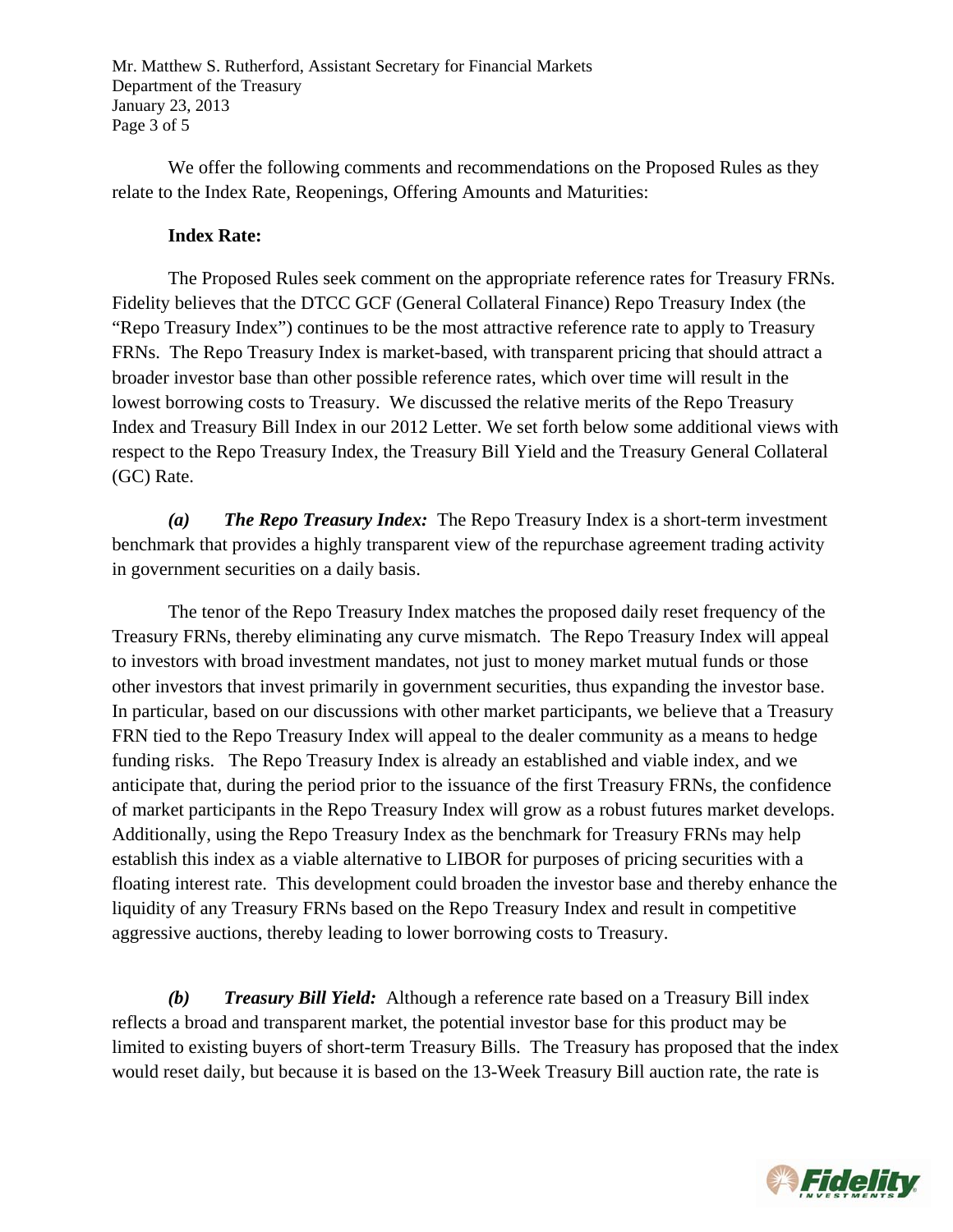We offer the following comments and recommendations on the Proposed Rules as they relate to the Index Rate, Reopenings, Offering Amounts and Maturities:

**Index Rate:**

The Proposed Rules seek comment on the appropriate reference rates for Treasury FRNs. Fidelity believes that the DTCC GCF (General Collateral Finance) Repo Treasury Index (the "Repo Treasury Index") continues to be the most attractive reference rate to apply to Treasury FRNs. The Repo Treasury Index is market-based, with transparent pricing that should attract a broader investor base than other possible reference rates, which over time will result in the lowest borrowing costs to Treasury. We discussed the relative merits of the Repo Treasury Index and Treasury Bill Index in our 2012 Letter. We set forth below some additional views with respect to the Repo Treasury Index, the Treasury Bill Yield and the Treasury General Collateral (GC) Rate.

***(a) The Repo Treasury Index:*** The Repo Treasury Index is a short-term investment benchmark that provides a highly transparent view of the repurchase agreement trading activity in government securities on a daily basis.

The tenor of the Repo Treasury Index matches the proposed daily reset frequency of the Treasury FRNs, thereby eliminating any curve mismatch. The Repo Treasury Index will appeal to investors with broad investment mandates, not just to money market mutual funds or those other investors that invest primarily in government securities, thus expanding the investor base. In particular, based on our discussions with other market participants, we believe that a Treasury FRN tied to the Repo Treasury Index will appeal to the dealer community as a means to hedge funding risks. The Repo Treasury Index is already an established and viable index, and we anticipate that, during the period prior to the issuance of the first Treasury FRNs, the confidence of market participants in the Repo Treasury Index will grow as a robust futures market develops. Additionally, using the Repo Treasury Index as the benchmark for Treasury FRNs may help establish this index as a viable alternative to LIBOR for purposes of pricing securities with a floating interest rate. This development could broaden the investor base and thereby enhance the liquidity of any Treasury FRNs based on the Repo Treasury Index and result in competitive aggressive auctions, thereby leading to lower borrowing costs to Treasury.

***(b) Treasury Bill Yield:*** Although a reference rate based on a Treasury Bill index reflects a broad and transparent market, the potential investor base for this product may be limited to existing buyers of short-term Treasury Bills. The Treasury has proposed that the index would reset daily, but because it is based on the 13-Week Treasury Bill auction rate, the rate is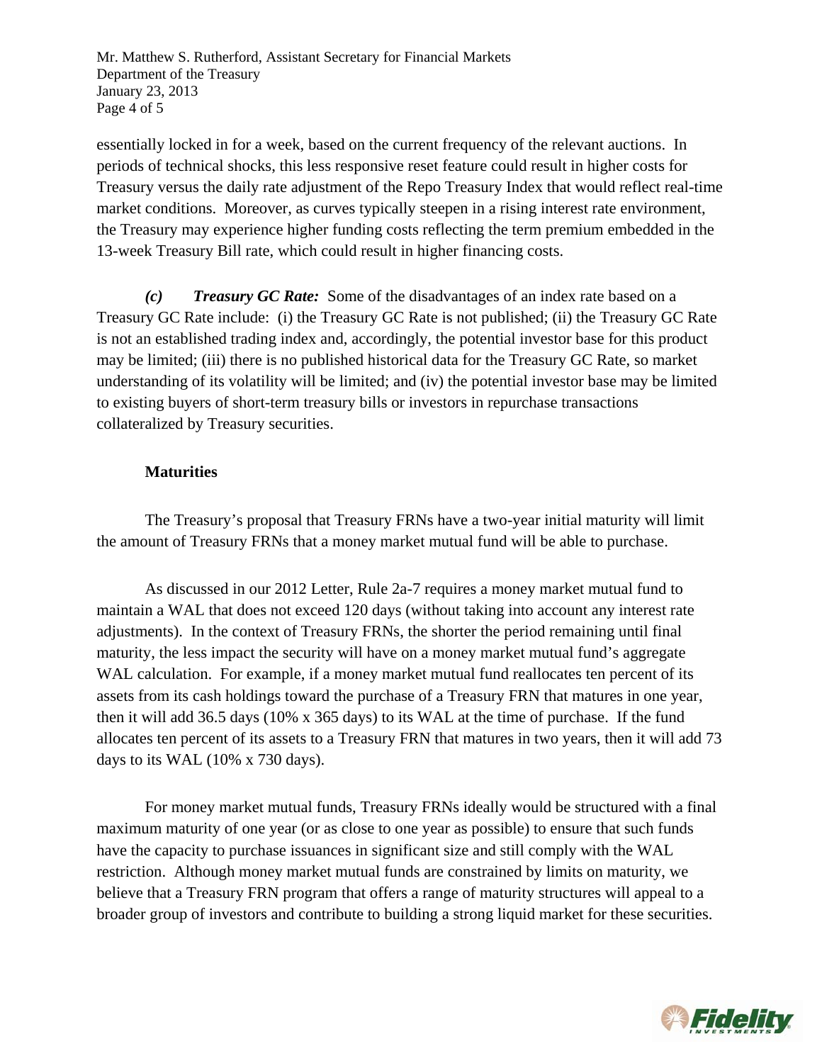essentially locked in for a week, based on the current frequency of the relevant auctions. In periods of technical shocks, this less responsive reset feature could result in higher costs for Treasury versus the daily rate adjustment of the Repo Treasury Index that would reflect real-time market conditions. Moreover, as curves typically steepen in a rising interest rate environment, the Treasury may experience higher funding costs reflecting the term premium embedded in the 13-week Treasury Bill rate, which could result in higher financing costs.

***(c) Treasury GC Rate:*** Some of the disadvantages of an index rate based on a Treasury GC Rate include: (i) the Treasury GC Rate is not published; (ii) the Treasury GC Rate is not an established trading index and, accordingly, the potential investor base for this product may be limited; (iii) there is no published historical data for the Treasury GC Rate, so market understanding of its volatility will be limited; and (iv) the potential investor base may be limited to existing buyers of short-term treasury bills or investors in repurchase transactions collateralized by Treasury securities.

**Maturities**

The Treasury's proposal that Treasury FRNs have a two-year initial maturity will limit the amount of Treasury FRNs that a money market mutual fund will be able to purchase.

As discussed in our 2012 Letter, Rule 2a-7 requires a money market mutual fund to maintain a WAL that does not exceed 120 days (without taking into account any interest rate adjustments). In the context of Treasury FRNs, the shorter the period remaining until final maturity, the less impact the security will have on a money market mutual fund's aggregate WAL calculation. For example, if a money market mutual fund reallocates ten percent of its assets from its cash holdings toward the purchase of a Treasury FRN that matures in one year, then it will add 36.5 days (10% x 365 days) to its WAL at the time of purchase. If the fund allocates ten percent of its assets to a Treasury FRN that matures in two years, then it will add 73 days to its WAL (10% x 730 days).

For money market mutual funds, Treasury FRNs ideally would be structured with a final maximum maturity of one year (or as close to one year as possible) to ensure that such funds have the capacity to purchase issuances in significant size and still comply with the WAL restriction. Although money market mutual funds are constrained by limits on maturity, we believe that a Treasury FRN program that offers a range of maturity structures will appeal to a broader group of investors and contribute to building a strong liquid market for these securities.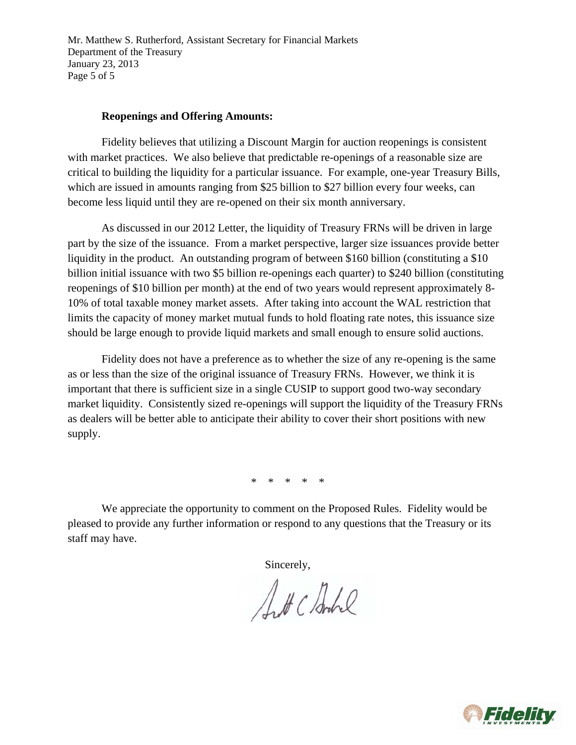**Reopenings and Offering Amounts:**

Fidelity believes that utilizing a Discount Margin for auction reopenings is consistent with market practices. We also believe that predictable re-openings of a reasonable size are critical to building the liquidity for a particular issuance. For example, one-year Treasury Bills, which are issued in amounts ranging from $25 billion to $27 billion every four weeks, can become less liquid until they are re-opened on their six month anniversary.

As discussed in our 2012 Letter, the liquidity of Treasury FRNs will be driven in large part by the size of the issuance. From a market perspective, larger size issuances provide better liquidity in the product. An outstanding program of between $160 billion (constituting a $10 billion initial issuance with two $5 billion re-openings each quarter) to $240 billion (constituting reopenings of $10 billion per month) at the end of two years would represent approximately 8-10% of total taxable money market assets. After taking into account the WAL restriction that limits the capacity of money market mutual funds to hold floating rate notes, this issuance size should be large enough to provide liquid markets and small enough to ensure solid auctions.

Fidelity does not have a preference as to whether the size of any re-opening is the same as or less than the size of the original issuance of Treasury FRNs. However, we think it is important that there is sufficient size in a single CUSIP to support good two-way secondary market liquidity. Consistently sized re-openings will support the liquidity of the Treasury FRNs as dealers will be better able to anticipate their ability to cover their short positions with new supply.

\* \* \* \* \*

We appreciate the opportunity to comment on the Proposed Rules. Fidelity would be pleased to provide any further information or respond to any questions that the Treasury or its staff may have.

Sincerely,

Scott C Goebel

Fidelity INVESTMENTS